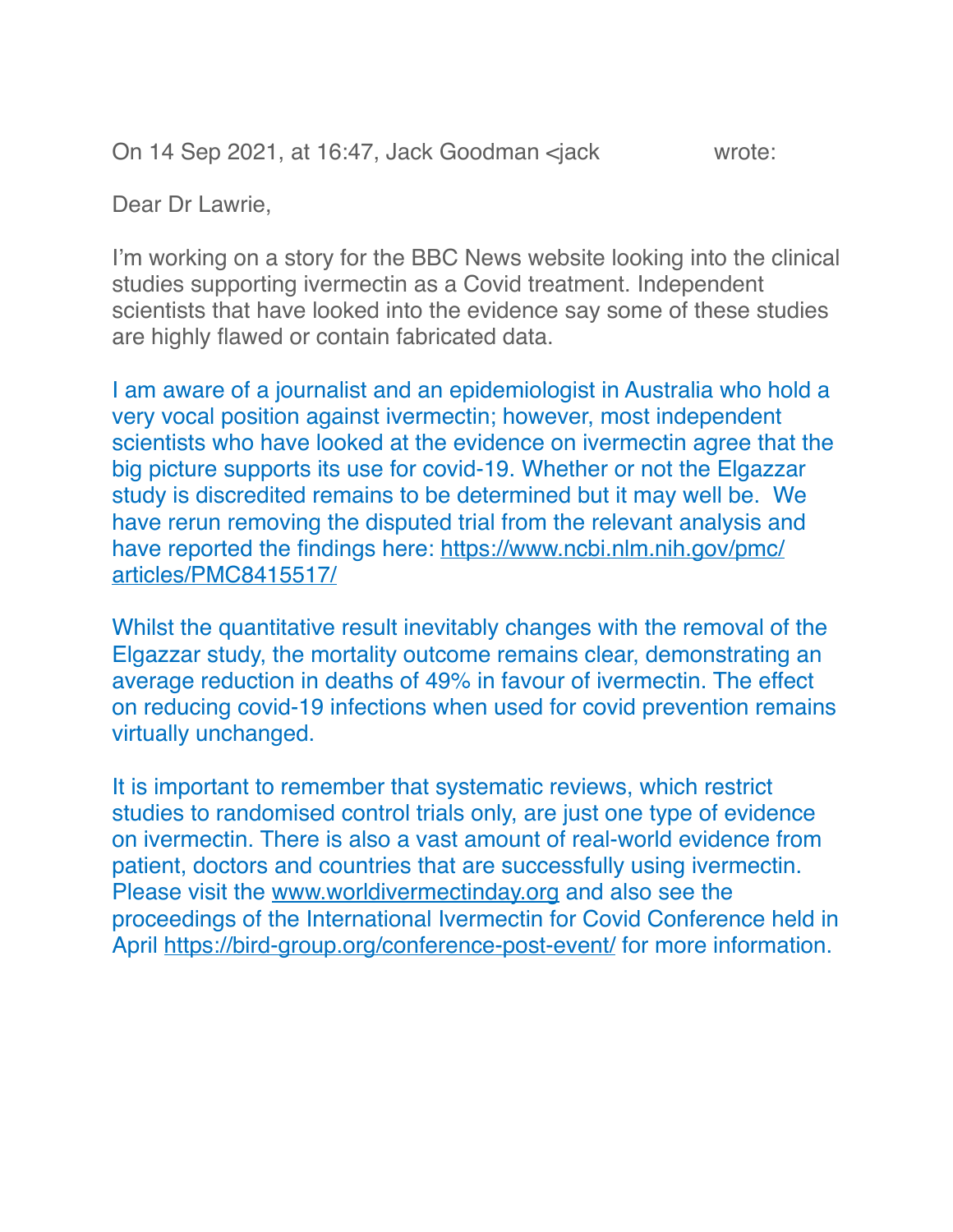On 14 Sep 2021, at 16:47, Jack Goodman <jack wrote:

Dear Dr Lawrie,

I'm working on a story for the BBC News website looking into the clinical studies supporting ivermectin as a Covid treatment. Independent scientists that have looked into the evidence say some of these studies are highly flawed or contain fabricated data.

I am aware of a journalist and an epidemiologist in Australia who hold a very vocal position against ivermectin; however, most independent scientists who have looked at the evidence on ivermectin agree that the big picture supports its use for covid-19. Whether or not the Elgazzar study is discredited remains to be determined but it may well be. We have rerun removing the disputed trial from the relevant analysis and have reported the findings here: [https://www.ncbi.nlm.nih.gov/pmc/articles/PMC8415517/](https://www.ncbi.nlm.nih.gov/pmc/articles/PMC8415517/)

Whilst the quantitative result inevitably changes with the removal of the Elgazzar study, the mortality outcome remains clear, demonstrating an average reduction in deaths of 49% in favour of ivermectin. The effect on reducing covid-19 infections when used for covid prevention remains virtually unchanged.

It is important to remember that systematic reviews, which restrict studies to randomised control trials only, are just one type of evidence on ivermectin. There is also a vast amount of real-world evidence from patient, doctors and countries that are successfully using ivermectin. Please visit the [www.worldivermectinday.org](www.worldivermectinday.org) and also see the proceedings of the International Ivermectin for Covid Conference held in April [https://bird-group.org/conference-post-event/](https://bird-group.org/conference-post-event/) for more information.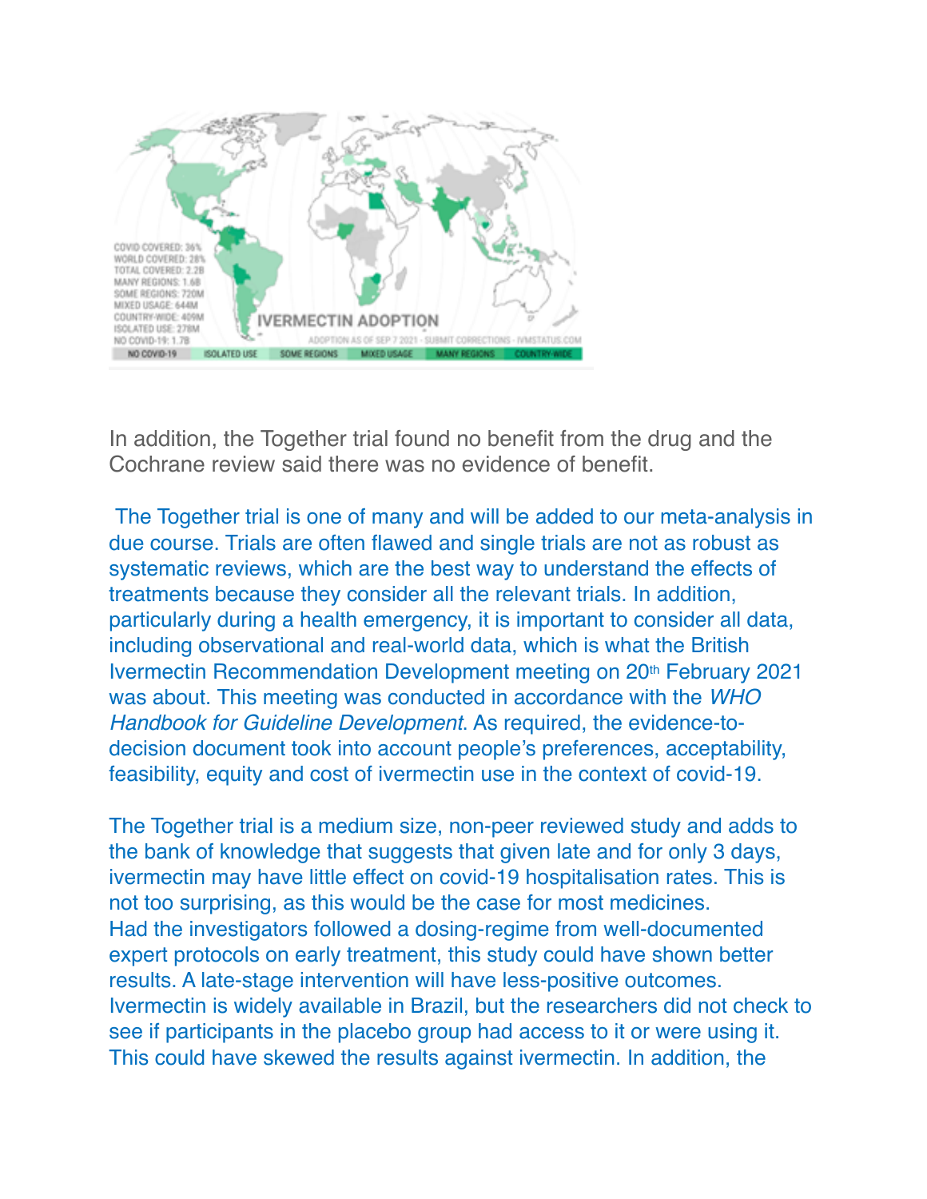In addition, the Together trial found no benefit from the drug and the Cochrane review said there was no evidence of benefit.

The Together trial is one of many and will be added to our meta-analysis in due course. Trials are often flawed and single trials are not as robust as systematic reviews, which are the best way to understand the effects of treatments because they consider all the relevant trials. In addition, particularly during a health emergency, it is important to consider all data, including observational and real-world data, which is what the British Ivermectin Recommendation Development meeting on 20th February 2021 was about. This meeting was conducted in accordance with the *WHO Handbook for Guideline Development.* As required, the evidence-to-decision document took into account people's preferences, acceptability, feasibility, equity and cost of ivermectin use in the context of covid-19.

The Together trial is a medium size, non-peer reviewed study and adds to the bank of knowledge that suggests that given late and for only 3 days, ivermectin may have little effect on covid-19 hospitalisation rates. This is not too surprising, as this would be the case for most medicines. Had the investigators followed a dosing-regime from well-documented expert protocols on early treatment, this study could have shown better results. A late-stage intervention will have less-positive outcomes. Ivermectin is widely available in Brazil, but the researchers did not check to see if participants in the placebo group had access to it or were using it. This could have skewed the results against ivermectin. In addition, the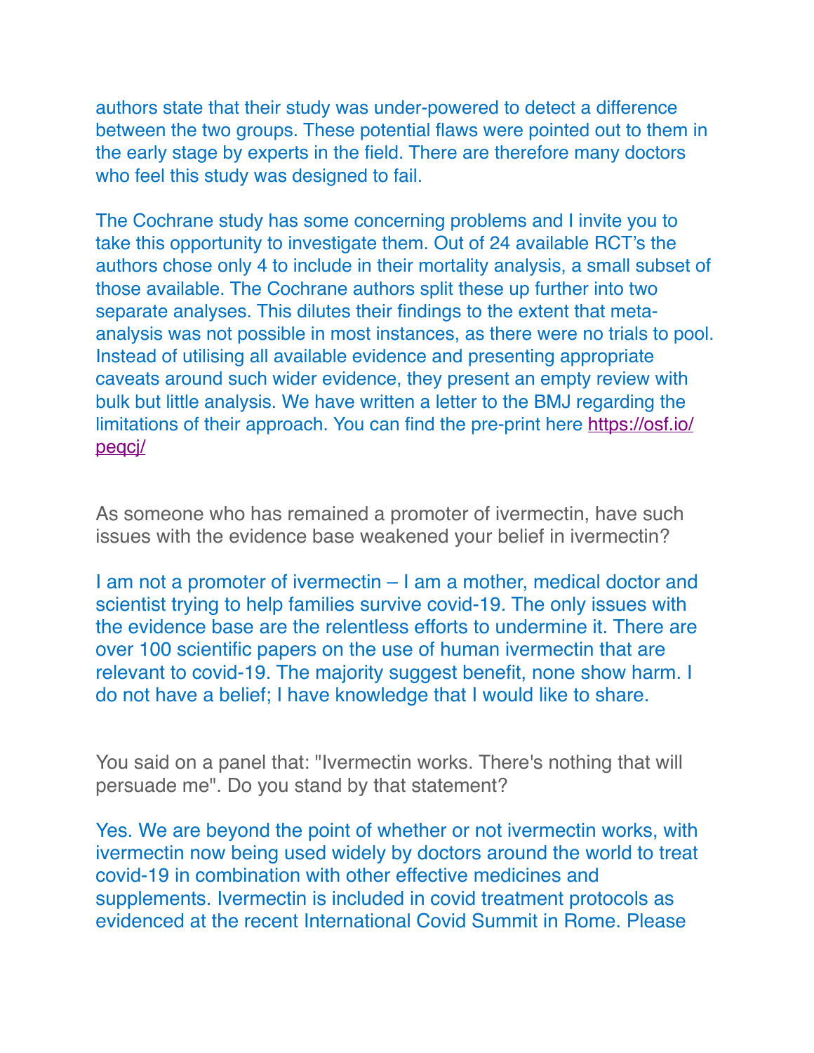authors state that their study was under-powered to detect a difference between the two groups. These potential flaws were pointed out to them in the early stage by experts in the field. There are therefore many doctors who feel this study was designed to fail.

The Cochrane study has some concerning problems and I invite you to take this opportunity to investigate them. Out of 24 available RCT's the authors chose only 4 to include in their mortality analysis, a small subset of those available. The Cochrane authors split these up further into two separate analyses. This dilutes their findings to the extent that meta-analysis was not possible in most instances, as there were no trials to pool. Instead of utilising all available evidence and presenting appropriate caveats around such wider evidence, they present an empty review with bulk but little analysis. We have written a letter to the BMJ regarding the limitations of their approach. You can find the pre-print here [https://osf.io/peqcj/](https://osf.io/peqcj/)

As someone who has remained a promoter of ivermectin, have such issues with the evidence base weakened your belief in ivermectin?

I am not a promoter of ivermectin – I am a mother, medical doctor and scientist trying to help families survive covid-19. The only issues with the evidence base are the relentless efforts to undermine it. There are over 100 scientific papers on the use of human ivermectin that are relevant to covid-19. The majority suggest benefit, none show harm. I do not have a belief; I have knowledge that I would like to share.

You said on a panel that: "Ivermectin works. There's nothing that will persuade me". Do you stand by that statement?

Yes. We are beyond the point of whether or not ivermectin works, with ivermectin now being used widely by doctors around the world to treat covid-19 in combination with other effective medicines and supplements. Ivermectin is included in covid treatment protocols as evidenced at the recent International Covid Summit in Rome. Please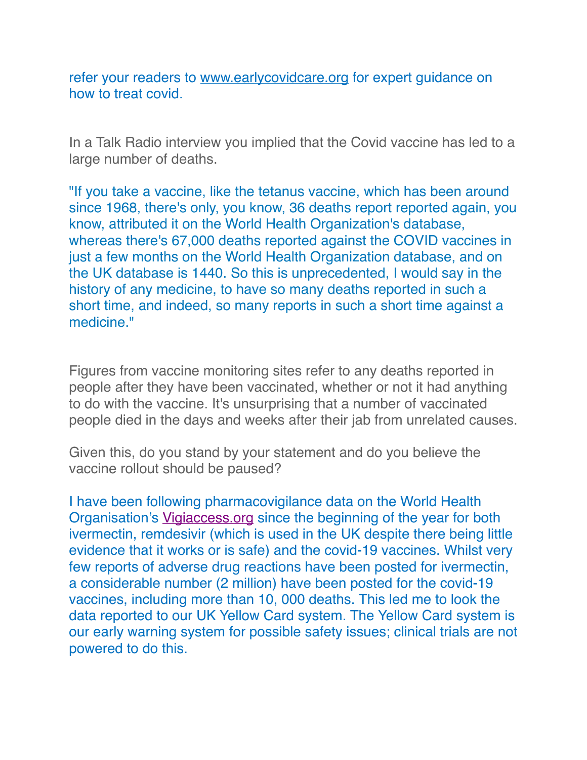refer your readers to [www.earlycovidcare.org](www.earlycovidcare.org) for expert guidance on how to treat covid.

In a Talk Radio interview you implied that the Covid vaccine has led to a large number of deaths.

"If you take a vaccine, like the tetanus vaccine, which has been around since 1968, there's only, you know, 36 deaths report reported again, you know, attributed it on the World Health Organization's database, whereas there's 67,000 deaths reported against the COVID vaccines in just a few months on the World Health Organization database, and on the UK database is 1440. So this is unprecedented, I would say in the history of any medicine, to have so many deaths reported in such a short time, and indeed, so many reports in such a short time against a medicine."

Figures from vaccine monitoring sites refer to any deaths reported in people after they have been vaccinated, whether or not it had anything to do with the vaccine. It's unsurprising that a number of vaccinated people died in the days and weeks after their jab from unrelated causes.

Given this, do you stand by your statement and do you believe the vaccine rollout should be paused?

I have been following pharmacovigilance data on the World Health Organisation's [Vigiaccess.org](Vigiaccess.org) since the beginning of the year for both ivermectin, remdesivir (which is used in the UK despite there being little evidence that it works or is safe) and the covid-19 vaccines. Whilst very few reports of adverse drug reactions have been posted for ivermectin, a considerable number (2 million) have been posted for the covid-19 vaccines, including more than 10, 000 deaths. This led me to look the data reported to our UK Yellow Card system. The Yellow Card system is our early warning system for possible safety issues; clinical trials are not powered to do this.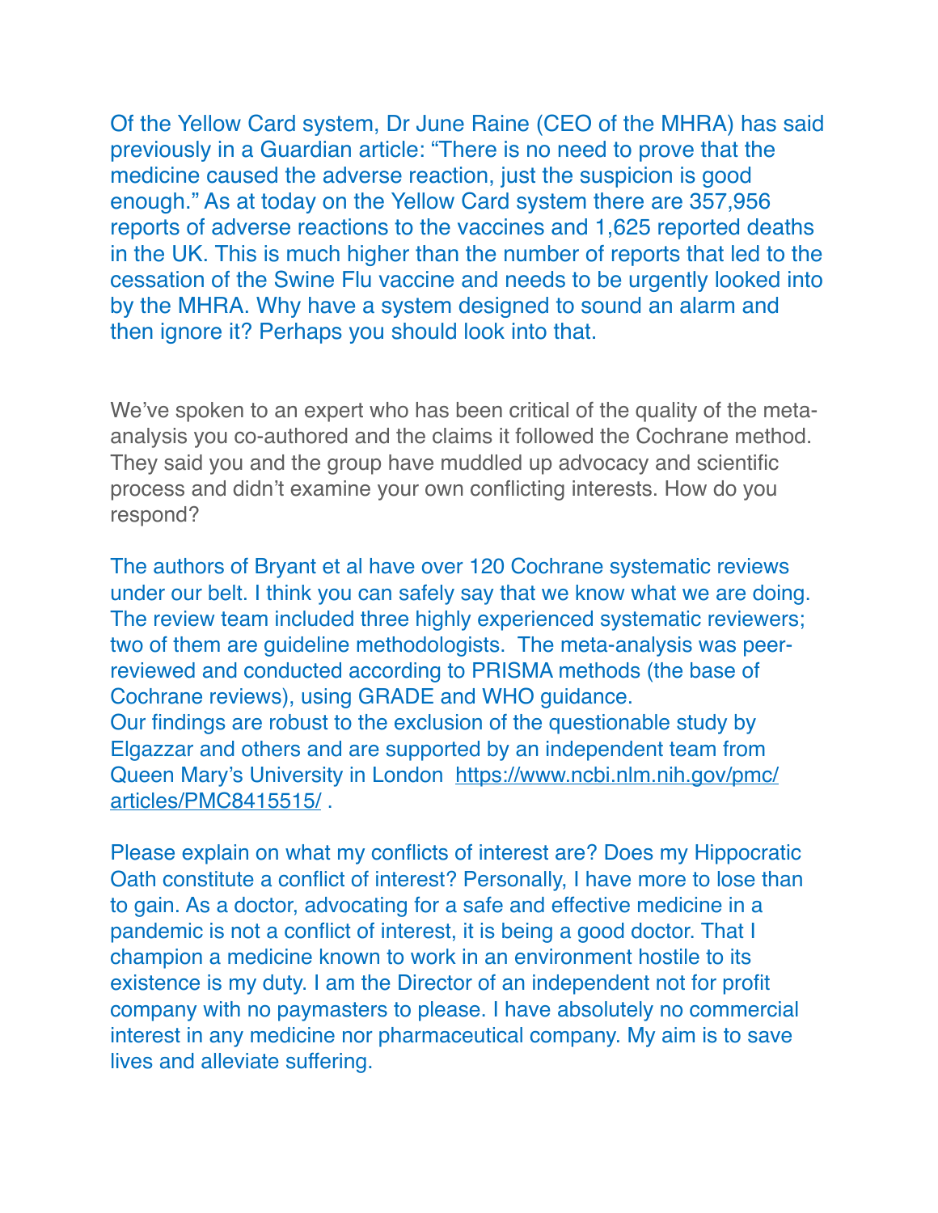Of the Yellow Card system, Dr June Raine (CEO of the MHRA) has said previously in a Guardian article: “There is no need to prove that the medicine caused the adverse reaction, just the suspicion is good enough.” As at today on the Yellow Card system there are 357,956 reports of adverse reactions to the vaccines and 1,625 reported deaths in the UK. This is much higher than the number of reports that led to the cessation of the Swine Flu vaccine and needs to be urgently looked into by the MHRA. Why have a system designed to sound an alarm and then ignore it? Perhaps you should look into that.

We’ve spoken to an expert who has been critical of the quality of the meta-analysis you co-authored and the claims it followed the Cochrane method. They said you and the group have muddled up advocacy and scientific process and didn’t examine your own conflicting interests. How do you respond?

The authors of Bryant et al have over 120 Cochrane systematic reviews under our belt. I think you can safely say that we know what we are doing. The review team included three highly experienced systematic reviewers; two of them are guideline methodologists. The meta-analysis was peer-reviewed and conducted according to PRISMA methods (the base of Cochrane reviews), using GRADE and WHO guidance.
Our findings are robust to the exclusion of the questionable study by Elgazzar and others and are supported by an independent team from Queen Mary’s University in London [https://www.ncbi.nlm.nih.gov/pmc/articles/PMC8415515/](https://www.ncbi.nlm.nih.gov/pmc/articles/PMC8415515/) .

Please explain on what my conflicts of interest are? Does my Hippocratic Oath constitute a conflict of interest? Personally, I have more to lose than to gain. As a doctor, advocating for a safe and effective medicine in a pandemic is not a conflict of interest, it is being a good doctor. That I champion a medicine known to work in an environment hostile to its existence is my duty. I am the Director of an independent not for profit company with no paymasters to please. I have absolutely no commercial interest in any medicine nor pharmaceutical company. My aim is to save lives and alleviate suffering.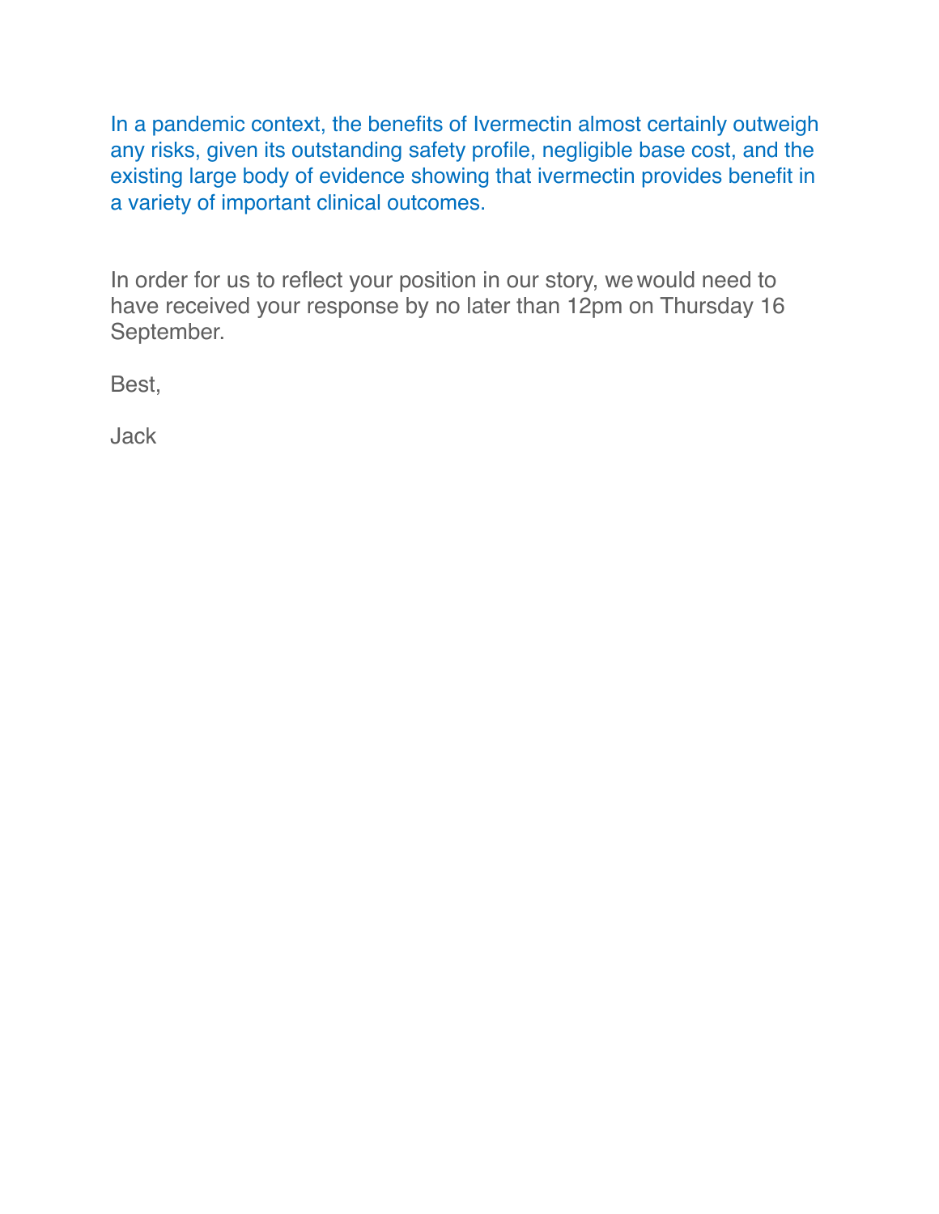In a pandemic context, the benefits of Ivermectin almost certainly outweigh any risks, given its outstanding safety profile, negligible base cost, and the existing large body of evidence showing that ivermectin provides benefit in a variety of important clinical outcomes.

In order for us to reflect your position in our story, we would need to have received your response by no later than 12pm on Thursday 16 September.

Best,

Jack